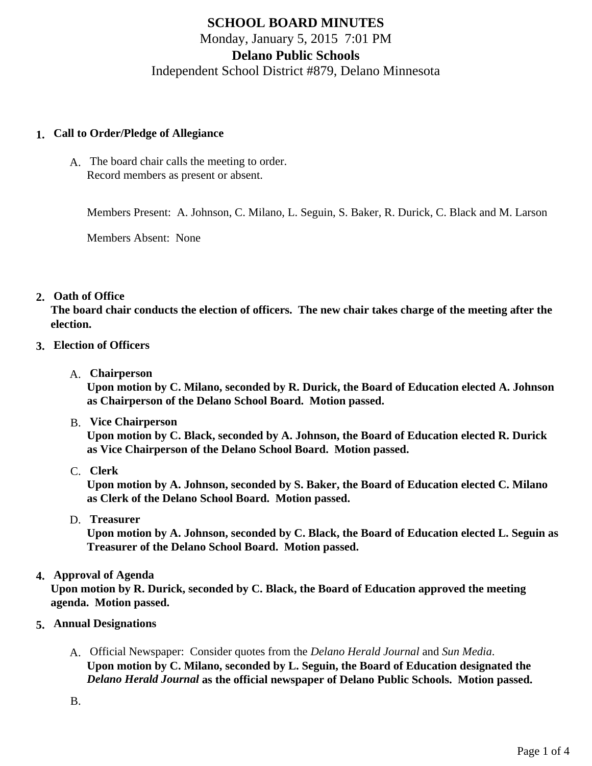# SCHOOL BOARD MINUTES

Monday, January 5, 2015 7:01 PM

## Delano Public Schools

Independent School District #879, Delano Minnesota

**1. Call to Order/Pledge of Allegiance**

A. The board chair calls the meeting to order.
Record members as present or absent.

Members Present: A. Johnson, C. Milano, L. Seguin, S. Baker, R. Durick, C. Black and M. Larson

Members Absent: None

**2. Oath of Office**

**The board chair conducts the election of officers. The new chair takes charge of the meeting after the election.**

**3. Election of Officers**

A. **Chairperson**
**Upon motion by C. Milano, seconded by R. Durick, the Board of Education elected A. Johnson as Chairperson of the Delano School Board. Motion passed.**

B. **Vice Chairperson**
**Upon motion by C. Black, seconded by A. Johnson, the Board of Education elected R. Durick as Vice Chairperson of the Delano School Board. Motion passed.**

C. **Clerk**
**Upon motion by A. Johnson, seconded by S. Baker, the Board of Education elected C. Milano as Clerk of the Delano School Board. Motion passed.**

D. **Treasurer**
**Upon motion by A. Johnson, seconded by C. Black, the Board of Education elected L. Seguin as Treasurer of the Delano School Board. Motion passed.**

**4. Approval of Agenda**

**Upon motion by R. Durick, seconded by C. Black, the Board of Education approved the meeting agenda. Motion passed.**

**5. Annual Designations**

A. Official Newspaper: Consider quotes from the *Delano Herald Journal* and *Sun Media*.
**Upon motion by C. Milano, seconded by L. Seguin, the Board of Education designated the *Delano Herald Journal* as the official newspaper of Delano Public Schools. Motion passed.**

B.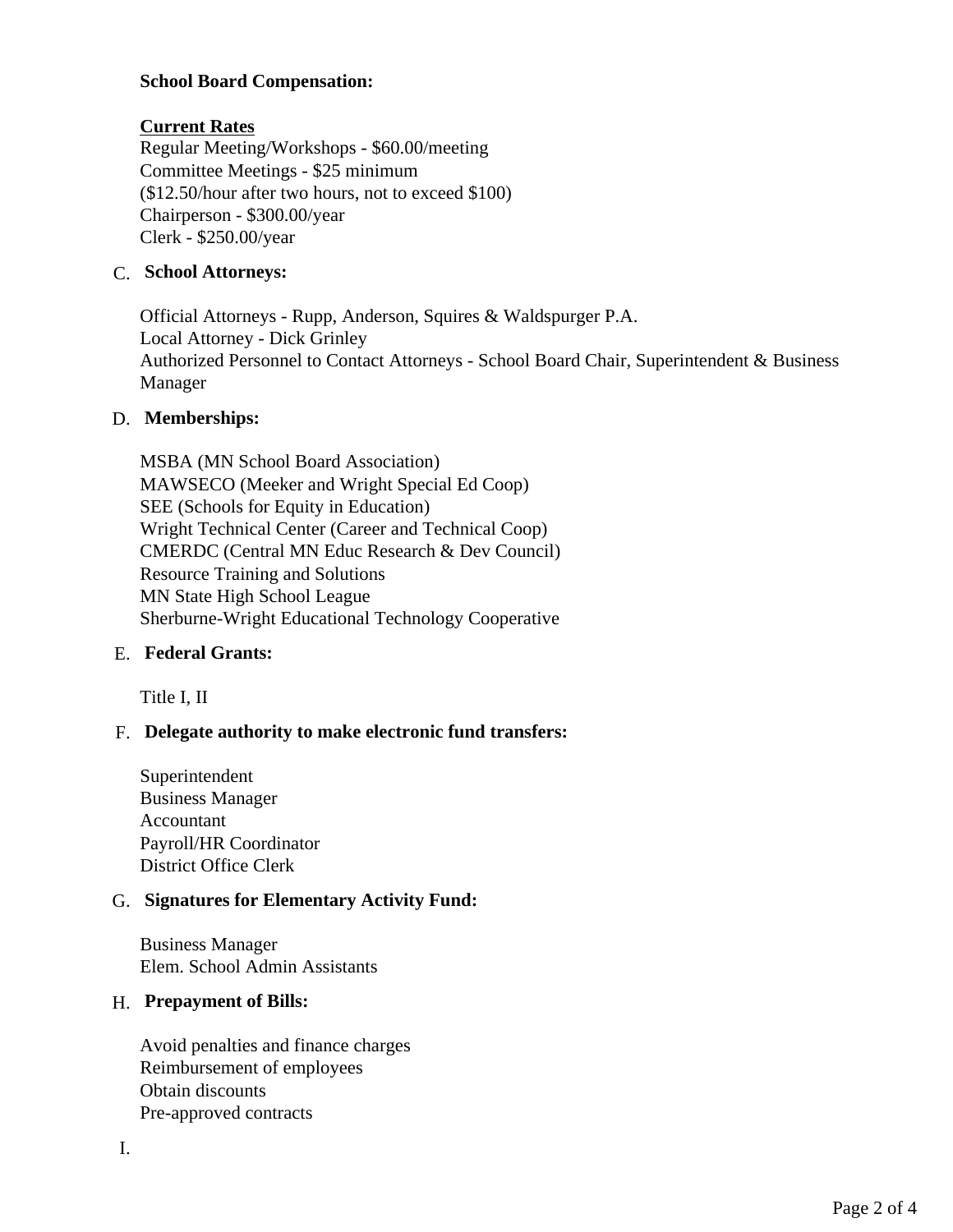**School Board Compensation:**

**Current Rates**

Regular Meeting/Workshops - $60.00/meeting
Committee Meetings - $25 minimum
($12.50/hour after two hours, not to exceed $100)
Chairperson - $300.00/year
Clerk - $250.00/year

C. **School Attorneys:**

Official Attorneys - Rupp, Anderson, Squires & Waldspurger P.A.
Local Attorney - Dick Grinley
Authorized Personnel to Contact Attorneys - School Board Chair, Superintendent & Business Manager

D. **Memberships:**

MSBA (MN School Board Association)
MAWSECO (Meeker and Wright Special Ed Coop)
SEE (Schools for Equity in Education)
Wright Technical Center (Career and Technical Coop)
CMERDC (Central MN Educ Research & Dev Council)
Resource Training and Solutions
MN State High School League
Sherburne-Wright Educational Technology Cooperative

E. **Federal Grants:**

Title I, II

F. **Delegate authority to make electronic fund transfers:**

Superintendent
Business Manager
Accountant
Payroll/HR Coordinator
District Office Clerk

G. **Signatures for Elementary Activity Fund:**

Business Manager
Elem. School Admin Assistants

H. **Prepayment of Bills:**

Avoid penalties and finance charges
Reimbursement of employees
Obtain discounts
Pre-approved contracts

I.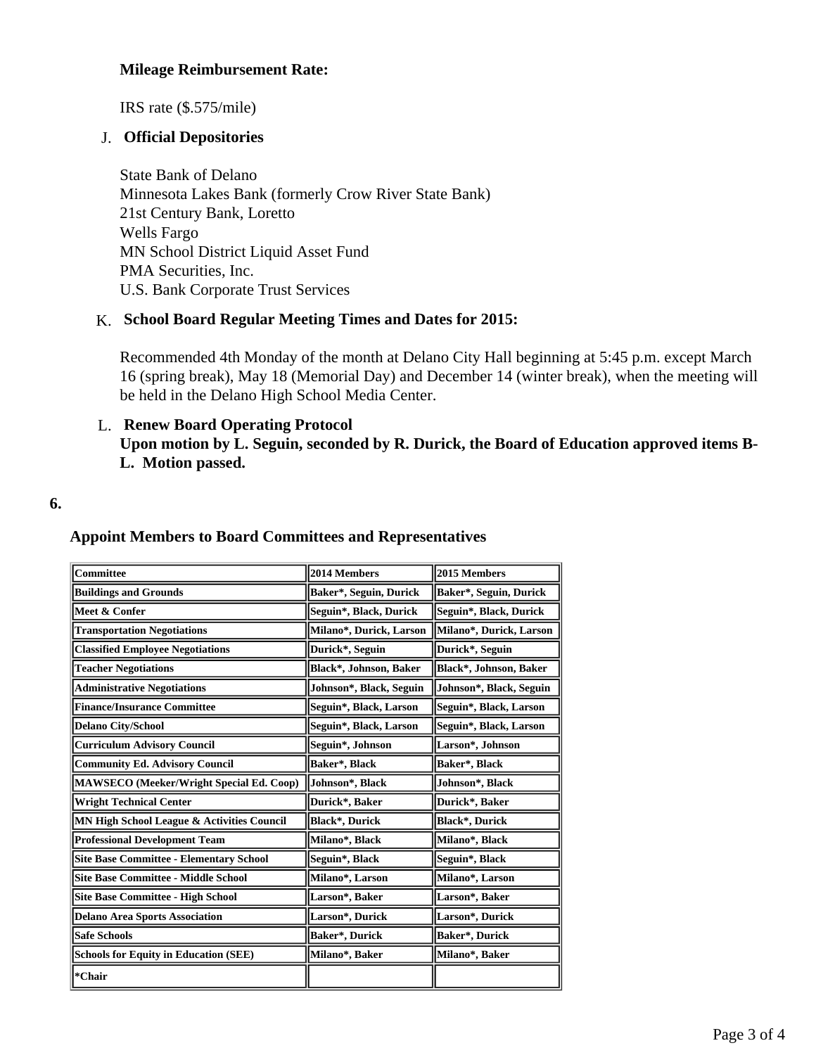**Mileage Reimbursement Rate:**

IRS rate ($.575/mile)

J. **Official Depositories**

State Bank of Delano
Minnesota Lakes Bank (formerly Crow River State Bank)
21st Century Bank, Loretto
Wells Fargo
MN School District Liquid Asset Fund
PMA Securities, Inc.
U.S. Bank Corporate Trust Services

K. **School Board Regular Meeting Times and Dates for 2015:**

Recommended 4th Monday of the month at Delano City Hall beginning at 5:45 p.m. except March 16 (spring break), May 18 (Memorial Day) and December 14 (winter break), when the meeting will be held in the Delano High School Media Center.

L. **Renew Board Operating Protocol**
**Upon motion by L. Seguin, seconded by R. Durick, the Board of Education approved items B-L. Motion passed.**

**6.**

**Appoint Members to Board Committees and Representatives**

| Committee | 2014 Members | 2015 Members |
|---|---|---|
| Buildings and Grounds | Baker*, Seguin, Durick | Baker*, Seguin, Durick |
| Meet & Confer | Seguin*, Black, Durick | Seguin*, Black, Durick |
| Transportation Negotiations | Milano*, Durick, Larson | Milano*, Durick, Larson |
| Classified Employee Negotiations | Durick*, Seguin | Durick*, Seguin |
| Teacher Negotiations | Black*, Johnson, Baker | Black*, Johnson, Baker |
| Administrative Negotiations | Johnson*, Black, Seguin | Johnson*, Black, Seguin |
| Finance/Insurance Committee | Seguin*, Black, Larson | Seguin*, Black, Larson |
| Delano City/School | Seguin*, Black, Larson | Seguin*, Black, Larson |
| Curriculum Advisory Council | Seguin*, Johnson | Larson*, Johnson |
| Community Ed. Advisory Council | Baker*, Black | Baker*, Black |
| MAWSECO (Meeker/Wright Special Ed. Coop) | Johnson*, Black | Johnson*, Black |
| Wright Technical Center | Durick*, Baker | Durick*, Baker |
| MN High School League & Activities Council | Black*, Durick | Black*, Durick |
| Professional Development Team | Milano*, Black | Milano*, Black |
| Site Base Committee - Elementary School | Seguin*, Black | Seguin*, Black |
| Site Base Committee - Middle School | Milano*, Larson | Milano*, Larson |
| Site Base Committee - High School | Larson*, Baker | Larson*, Baker |
| Delano Area Sports Association | Larson*, Durick | Larson*, Durick |
| Safe Schools | Baker*, Durick | Baker*, Durick |
| Schools for Equity in Education (SEE) | Milano*, Baker | Milano*, Baker |
| *Chair | | |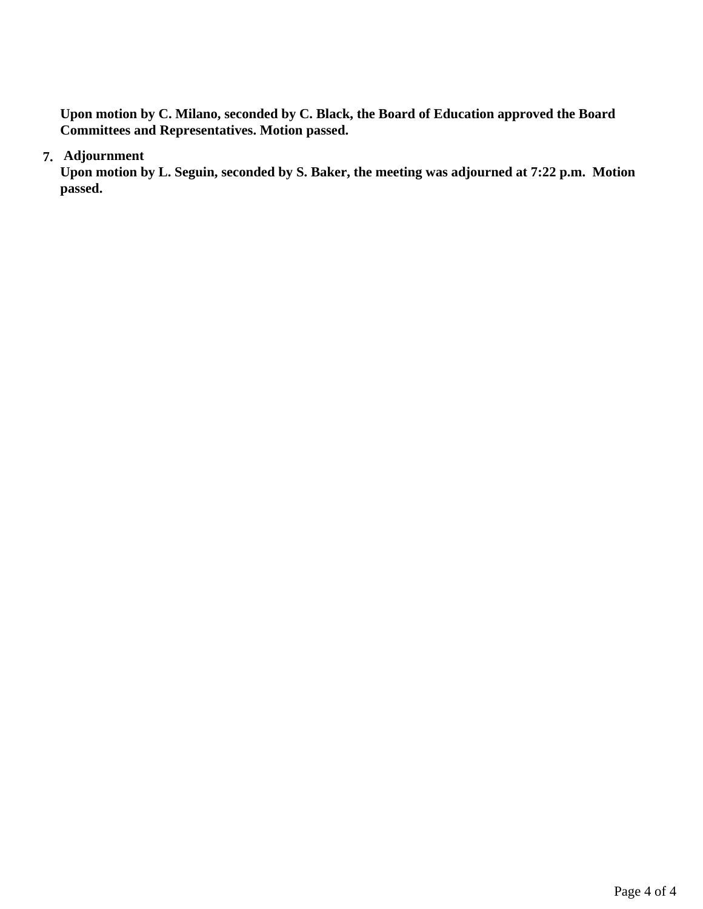**Upon motion by C. Milano, seconded by C. Black, the Board of Education approved the Board Committees and Representatives. Motion passed.**

**7. Adjournment**

**Upon motion by L. Seguin, seconded by S. Baker, the meeting was adjourned at 7:22 p.m. Motion passed.**